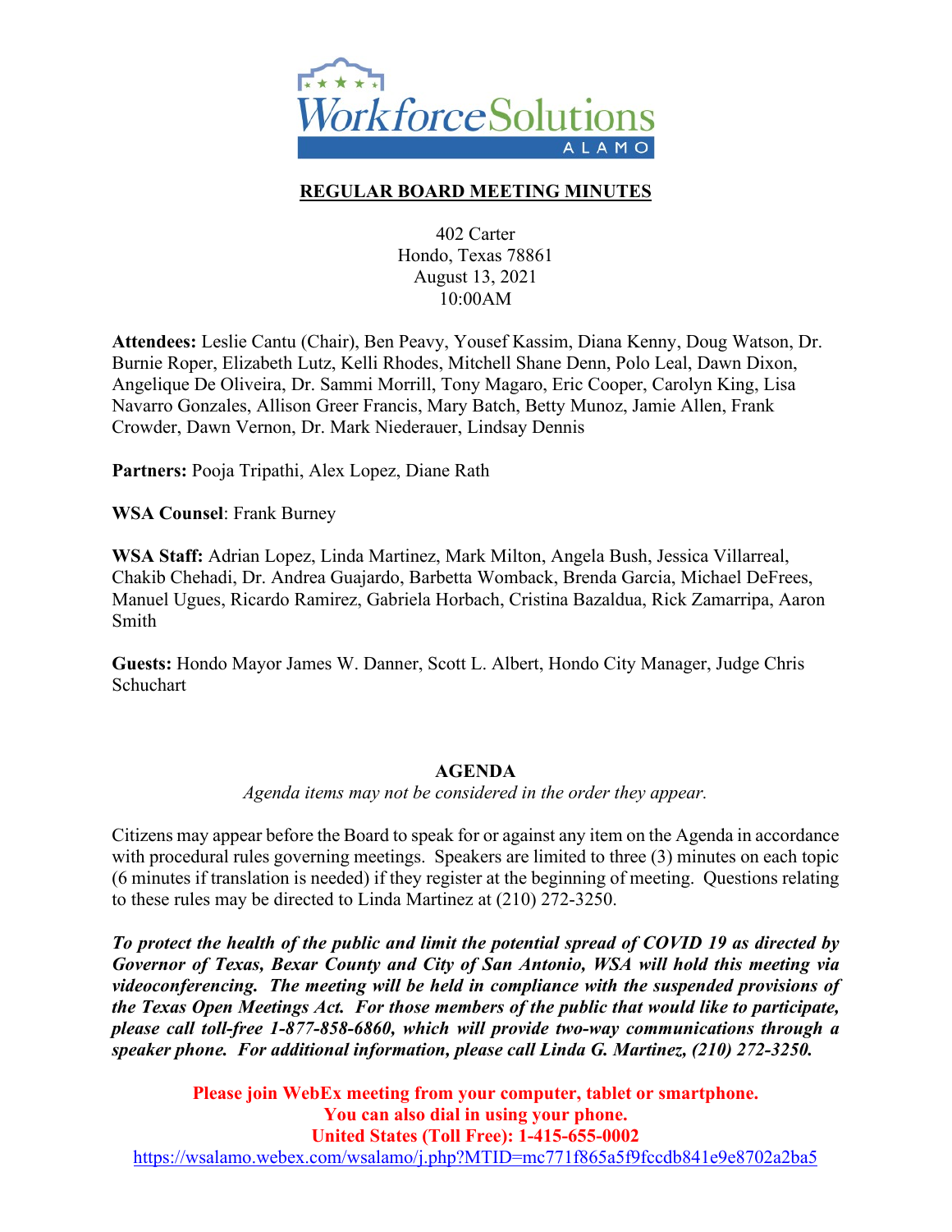# REGULAR BOARD MEETING MINUTES

402 Carter
Hondo, Texas 78861
August 13, 2021
10:00AM

**Attendees:** Leslie Cantu (Chair), Ben Peavy, Yousef Kassim, Diana Kenny, Doug Watson, Dr. Burnie Roper, Elizabeth Lutz, Kelli Rhodes, Mitchell Shane Denn, Polo Leal, Dawn Dixon, Angelique De Oliveira, Dr. Sammi Morrill, Tony Magaro, Eric Cooper, Carolyn King, Lisa Navarro Gonzales, Allison Greer Francis, Mary Batch, Betty Munoz, Jamie Allen, Frank Crowder, Dawn Vernon, Dr. Mark Niederauer, Lindsay Dennis

**Partners:** Pooja Tripathi, Alex Lopez, Diane Rath

**WSA Counsel**: Frank Burney

**WSA Staff:** Adrian Lopez, Linda Martinez, Mark Milton, Angela Bush, Jessica Villarreal, Chakib Chehadi, Dr. Andrea Guajardo, Barbetta Womback, Brenda Garcia, Michael DeFrees, Manuel Ugues, Ricardo Ramirez, Gabriela Horbach, Cristina Bazaldua, Rick Zamarripa, Aaron Smith

**Guests:** Hondo Mayor James W. Danner, Scott L. Albert, Hondo City Manager, Judge Chris Schuchart

## AGENDA

*Agenda items may not be considered in the order they appear.*

Citizens may appear before the Board to speak for or against any item on the Agenda in accordance with procedural rules governing meetings. Speakers are limited to three (3) minutes on each topic (6 minutes if translation is needed) if they register at the beginning of meeting. Questions relating to these rules may be directed to Linda Martinez at (210) 272-3250.

***To protect the health of the public and limit the potential spread of COVID 19 as directed by Governor of Texas, Bexar County and City of San Antonio, WSA will hold this meeting via videoconferencing. The meeting will be held in compliance with the suspended provisions of the Texas Open Meetings Act. For those members of the public that would like to participate, please call toll-free 1-877-858-6860, which will provide two-way communications through a speaker phone. For additional information, please call Linda G. Martinez, (210) 272-3250.***

**Please join WebEx meeting from your computer, tablet or smartphone.**
**You can also dial in using your phone.**
**United States (Toll Free): 1-415-655-0002**
https://wsalamo.webex.com/wsalamo/j.php?MTID=mc771f865a5f9fccdb841e9e8702a2ba5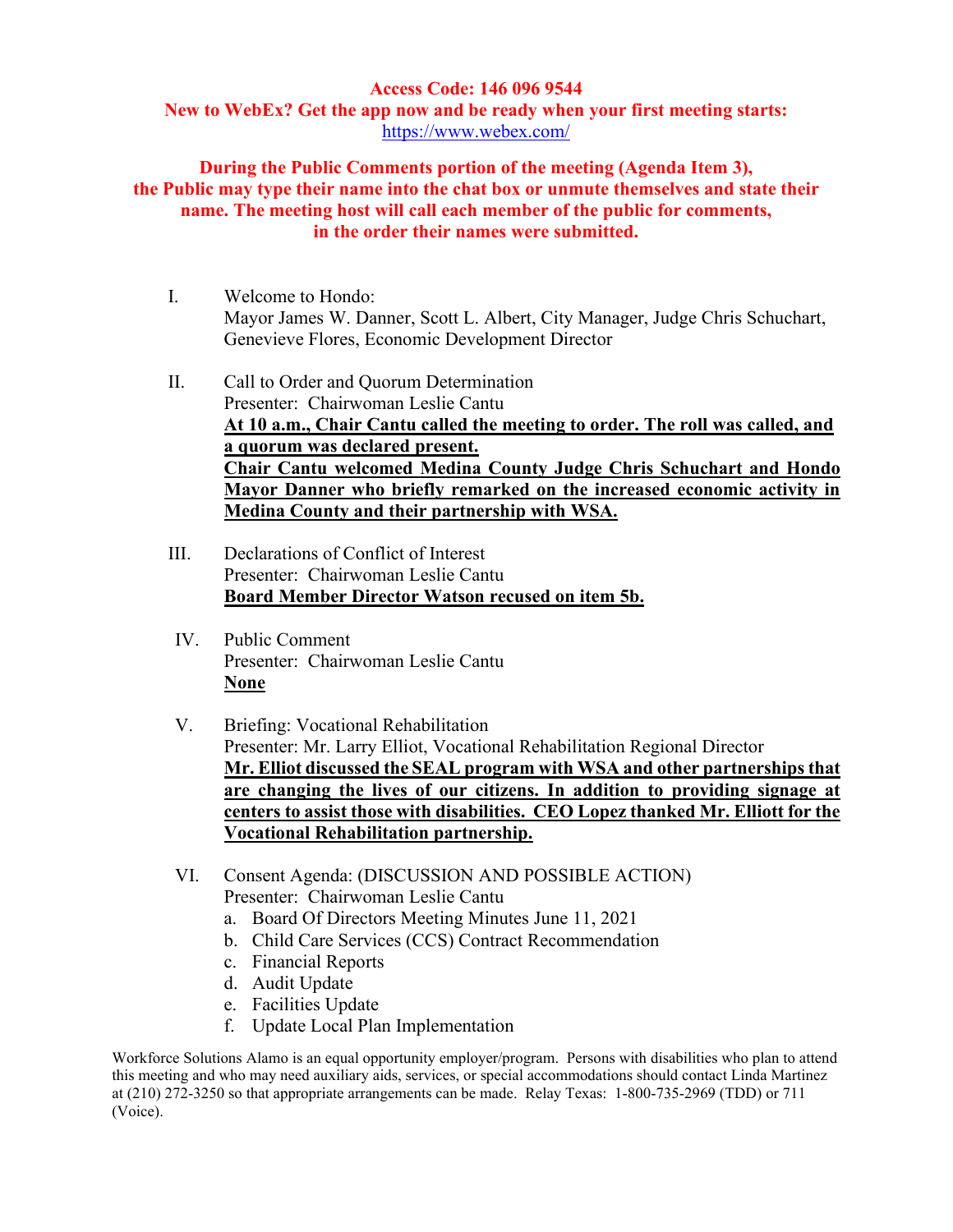**Access Code: 146 096 9544**
**New to WebEx? Get the app now and be ready when your first meeting starts:**
https://www.webex.com/

**During the Public Comments portion of the meeting (Agenda Item 3), the Public may type their name into the chat box or unmute themselves and state their name. The meeting host will call each member of the public for comments, in the order their names were submitted.**

I. Welcome to Hondo:
Mayor James W. Danner, Scott L. Albert, City Manager, Judge Chris Schuchart, Genevieve Flores, Economic Development Director

II. Call to Order and Quorum Determination
Presenter: Chairwoman Leslie Cantu
**At 10 a.m., Chair Cantu called the meeting to order. The roll was called, and a quorum was declared present.**
**Chair Cantu welcomed Medina County Judge Chris Schuchart and Hondo Mayor Danner who briefly remarked on the increased economic activity in Medina County and their partnership with WSA.**

III. Declarations of Conflict of Interest
Presenter: Chairwoman Leslie Cantu
**Board Member Director Watson recused on item 5b.**

IV. Public Comment
Presenter: Chairwoman Leslie Cantu
**None**

V. Briefing: Vocational Rehabilitation
Presenter: Mr. Larry Elliot, Vocational Rehabilitation Regional Director
**Mr. Elliot discussed the SEAL program with WSA and other partnerships that are changing the lives of our citizens. In addition to providing signage at centers to assist those with disabilities. CEO Lopez thanked Mr. Elliott for the Vocational Rehabilitation partnership.**

VI. Consent Agenda: (DISCUSSION AND POSSIBLE ACTION)
Presenter: Chairwoman Leslie Cantu
a. Board Of Directors Meeting Minutes June 11, 2021
b. Child Care Services (CCS) Contract Recommendation
c. Financial Reports
d. Audit Update
e. Facilities Update
f. Update Local Plan Implementation

Workforce Solutions Alamo is an equal opportunity employer/program. Persons with disabilities who plan to attend this meeting and who may need auxiliary aids, services, or special accommodations should contact Linda Martinez at (210) 272-3250 so that appropriate arrangements can be made. Relay Texas: 1-800-735-2969 (TDD) or 711 (Voice).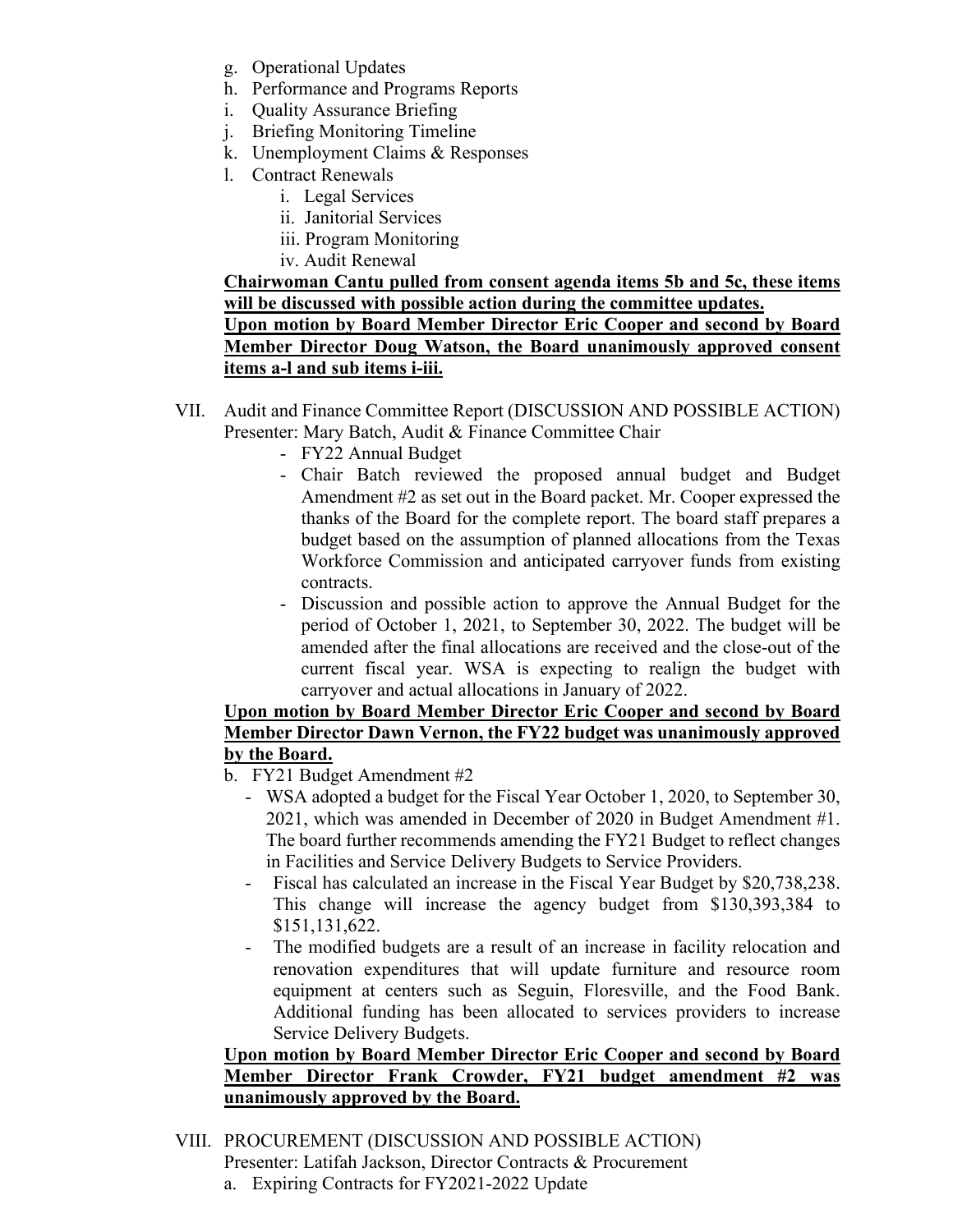g. Operational Updates
h. Performance and Programs Reports
i. Quality Assurance Briefing
j. Briefing Monitoring Timeline
k. Unemployment Claims & Responses
l. Contract Renewals
    i. Legal Services
    ii. Janitorial Services
    iii. Program Monitoring
    iv. Audit Renewal

**Chairwoman Cantu pulled from consent agenda items 5b and 5c, these items will be discussed with possible action during the committee updates.**
**Upon motion by Board Member Director Eric Cooper and second by Board Member Director Doug Watson, the Board unanimously approved consent items a-l and sub items i-iii.**

VII. Audit and Finance Committee Report (DISCUSSION AND POSSIBLE ACTION)
Presenter: Mary Batch, Audit & Finance Committee Chair

- FY22 Annual Budget
- Chair Batch reviewed the proposed annual budget and Budget Amendment #2 as set out in the Board packet. Mr. Cooper expressed the thanks of the Board for the complete report. The board staff prepares a budget based on the assumption of planned allocations from the Texas Workforce Commission and anticipated carryover funds from existing contracts.
- Discussion and possible action to approve the Annual Budget for the period of October 1, 2021, to September 30, 2022. The budget will be amended after the final allocations are received and the close-out of the current fiscal year. WSA is expecting to realign the budget with carryover and actual allocations in January of 2022.

**Upon motion by Board Member Director Eric Cooper and second by Board Member Director Dawn Vernon, the FY22 budget was unanimously approved by the Board.**

b. FY21 Budget Amendment #2
- WSA adopted a budget for the Fiscal Year October 1, 2020, to September 30, 2021, which was amended in December of 2020 in Budget Amendment #1. The board further recommends amending the FY21 Budget to reflect changes in Facilities and Service Delivery Budgets to Service Providers.
- Fiscal has calculated an increase in the Fiscal Year Budget by $20,738,238. This change will increase the agency budget from $130,393,384 to $151,131,622.
- The modified budgets are a result of an increase in facility relocation and renovation expenditures that will update furniture and resource room equipment at centers such as Seguin, Floresville, and the Food Bank. Additional funding has been allocated to services providers to increase Service Delivery Budgets.

**Upon motion by Board Member Director Eric Cooper and second by Board Member Director Frank Crowder, FY21 budget amendment #2 was unanimously approved by the Board.**

VIII. PROCUREMENT (DISCUSSION AND POSSIBLE ACTION)
Presenter: Latifah Jackson, Director Contracts & Procurement

a. Expiring Contracts for FY2021-2022 Update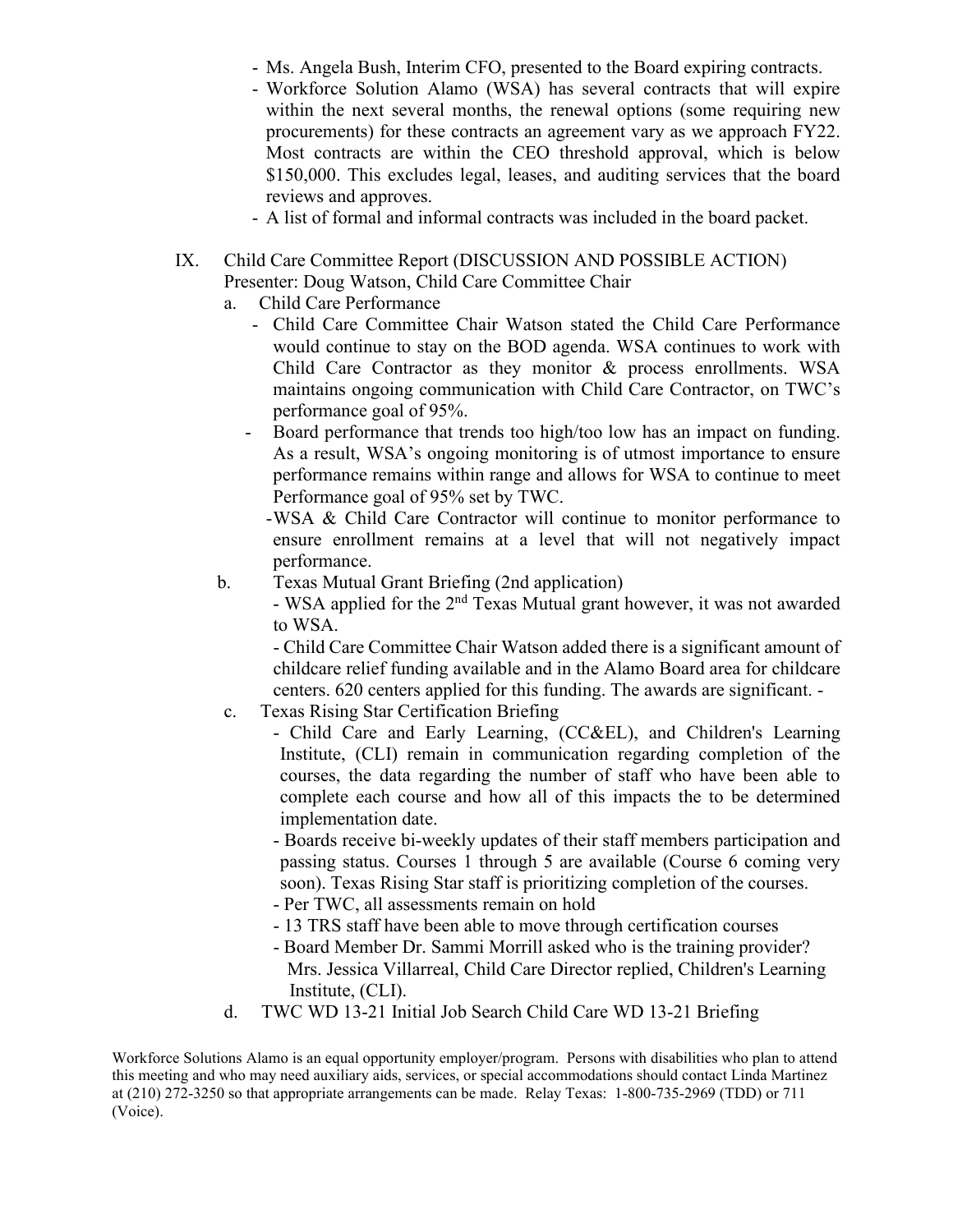- Ms. Angela Bush, Interim CFO, presented to the Board expiring contracts.
- Workforce Solution Alamo (WSA) has several contracts that will expire within the next several months, the renewal options (some requiring new procurements) for these contracts an agreement vary as we approach FY22. Most contracts are within the CEO threshold approval, which is below $150,000. This excludes legal, leases, and auditing services that the board reviews and approves.
- A list of formal and informal contracts was included in the board packet.

IX. Child Care Committee Report (DISCUSSION AND POSSIBLE ACTION)
Presenter: Doug Watson, Child Care Committee Chair

a. Child Care Performance
   - Child Care Committee Chair Watson stated the Child Care Performance would continue to stay on the BOD agenda. WSA continues to work with Child Care Contractor as they monitor & process enrollments. WSA maintains ongoing communication with Child Care Contractor, on TWC's performance goal of 95%.
   - Board performance that trends too high/too low has an impact on funding. As a result, WSA's ongoing monitoring is of utmost importance to ensure performance remains within range and allows for WSA to continue to meet Performance goal of 95% set by TWC.
   - WSA & Child Care Contractor will continue to monitor performance to ensure enrollment remains at a level that will not negatively impact performance.

b. Texas Mutual Grant Briefing (2nd application)
   - WSA applied for the 2nd Texas Mutual grant however, it was not awarded to WSA.
   - Child Care Committee Chair Watson added there is a significant amount of childcare relief funding available and in the Alamo Board area for childcare centers. 620 centers applied for this funding. The awards are significant. -

c. Texas Rising Star Certification Briefing
   - Child Care and Early Learning, (CC&EL), and Children's Learning Institute, (CLI) remain in communication regarding completion of the courses, the data regarding the number of staff who have been able to complete each course and how all of this impacts the to be determined implementation date.
   - Boards receive bi-weekly updates of their staff members participation and passing status. Courses 1 through 5 are available (Course 6 coming very soon). Texas Rising Star staff is prioritizing completion of the courses.
   - Per TWC, all assessments remain on hold
   - 13 TRS staff have been able to move through certification courses
   - Board Member Dr. Sammi Morrill asked who is the training provider? Mrs. Jessica Villarreal, Child Care Director replied, Children's Learning Institute, (CLI).

d. TWC WD 13-21 Initial Job Search Child Care WD 13-21 Briefing

Workforce Solutions Alamo is an equal opportunity employer/program. Persons with disabilities who plan to attend this meeting and who may need auxiliary aids, services, or special accommodations should contact Linda Martinez at (210) 272-3250 so that appropriate arrangements can be made. Relay Texas: 1-800-735-2969 (TDD) or 711 (Voice).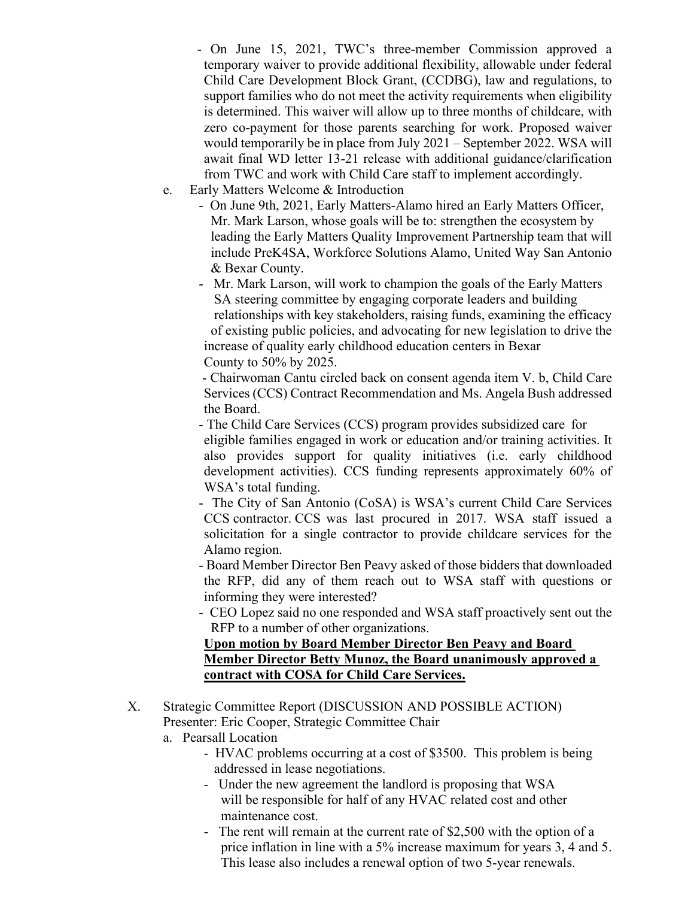- On June 15, 2021, TWC's three-member Commission approved a temporary waiver to provide additional flexibility, allowable under federal Child Care Development Block Grant, (CCDBG), law and regulations, to support families who do not meet the activity requirements when eligibility is determined. This waiver will allow up to three months of childcare, with zero co-payment for those parents searching for work. Proposed waiver would temporarily be in place from July 2021 – September 2022. WSA will await final WD letter 13-21 release with additional guidance/clarification from TWC and work with Child Care staff to implement accordingly.

e. Early Matters Welcome & Introduction

- On June 9th, 2021, Early Matters-Alamo hired an Early Matters Officer, Mr. Mark Larson, whose goals will be to: strengthen the ecosystem by leading the Early Matters Quality Improvement Partnership team that will include PreK4SA, Workforce Solutions Alamo, United Way San Antonio & Bexar County.
- Mr. Mark Larson, will work to champion the goals of the Early Matters SA steering committee by engaging corporate leaders and building relationships with key stakeholders, raising funds, examining the efficacy of existing public policies, and advocating for new legislation to drive the increase of quality early childhood education centers in Bexar County to 50% by 2025.
- Chairwoman Cantu circled back on consent agenda item V. b, Child Care Services (CCS) Contract Recommendation and Ms. Angela Bush addressed the Board.
- The Child Care Services (CCS) program provides subsidized care for eligible families engaged in work or education and/or training activities. It also provides support for quality initiatives (i.e. early childhood development activities). CCS funding represents approximately 60% of WSA's total funding.
- The City of San Antonio (CoSA) is WSA's current Child Care Services CCS contractor. CCS was last procured in 2017. WSA staff issued a solicitation for a single contractor to provide childcare services for the Alamo region.
- Board Member Director Ben Peavy asked of those bidders that downloaded the RFP, did any of them reach out to WSA staff with questions or informing they were interested?
- CEO Lopez said no one responded and WSA staff proactively sent out the RFP to a number of other organizations.

**Upon motion by Board Member Director Ben Peavy and Board Member Director Betty Munoz, the Board unanimously approved a contract with COSA for Child Care Services.**

X. Strategic Committee Report (DISCUSSION AND POSSIBLE ACTION)
Presenter: Eric Cooper, Strategic Committee Chair

a. Pearsall Location

- HVAC problems occurring at a cost of $3500. This problem is being addressed in lease negotiations.
- Under the new agreement the landlord is proposing that WSA will be responsible for half of any HVAC related cost and other maintenance cost.
- The rent will remain at the current rate of $2,500 with the option of a price inflation in line with a 5% increase maximum for years 3, 4 and 5. This lease also includes a renewal option of two 5-year renewals.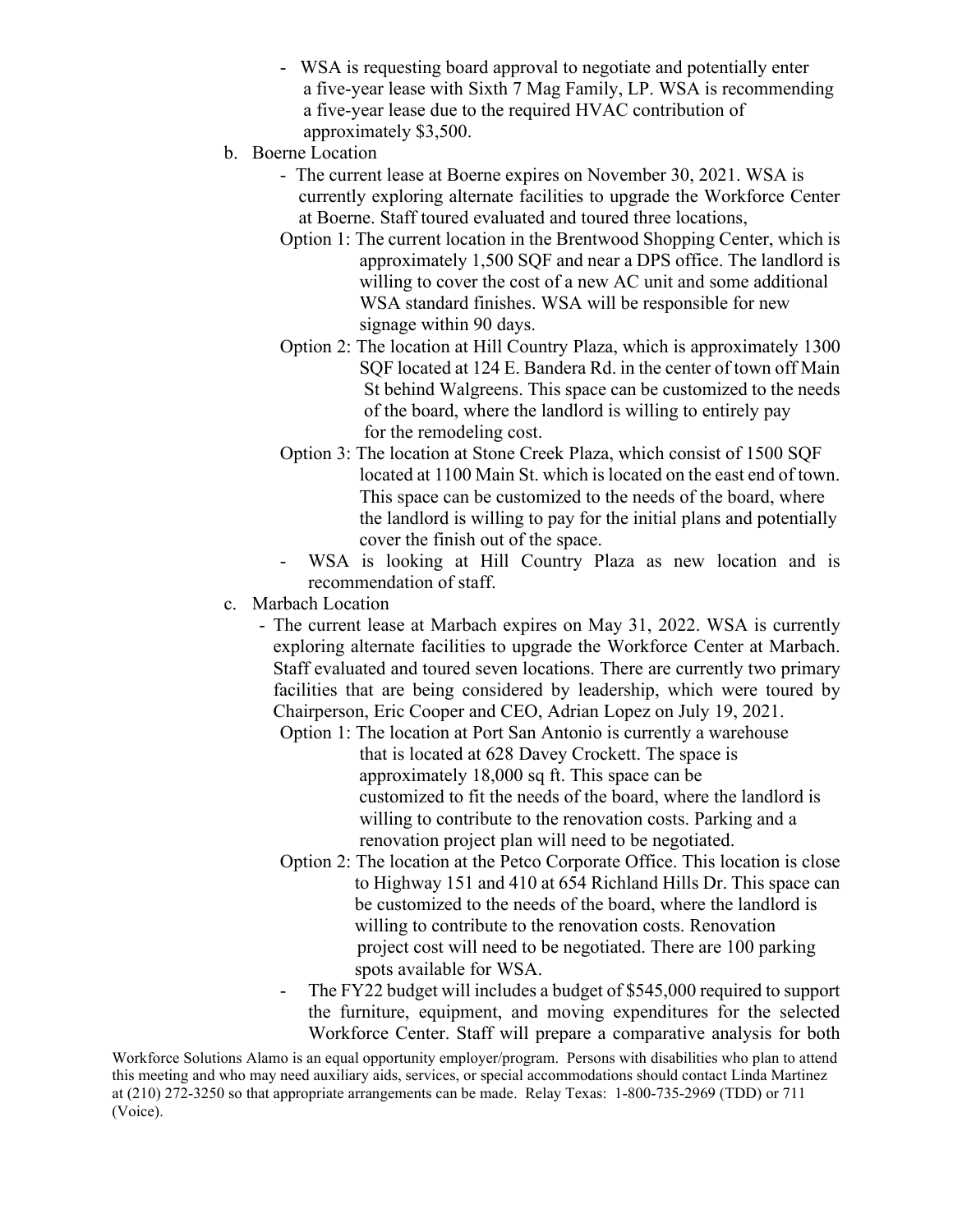- WSA is requesting board approval to negotiate and potentially enter a five-year lease with Sixth 7 Mag Family, LP. WSA is recommending a five-year lease due to the required HVAC contribution of approximately $3,500.

b. Boerne Location

- The current lease at Boerne expires on November 30, 2021. WSA is currently exploring alternate facilities to upgrade the Workforce Center at Boerne. Staff toured evaluated and toured three locations,

  Option 1: The current location in the Brentwood Shopping Center, which is approximately 1,500 SQF and near a DPS office. The landlord is willing to cover the cost of a new AC unit and some additional WSA standard finishes. WSA will be responsible for new signage within 90 days.

  Option 2: The location at Hill Country Plaza, which is approximately 1300 SQF located at 124 E. Bandera Rd. in the center of town off Main St behind Walgreens. This space can be customized to the needs of the board, where the landlord is willing to entirely pay for the remodeling cost.

  Option 3: The location at Stone Creek Plaza, which consist of 1500 SQF located at 1100 Main St. which is located on the east end of town. This space can be customized to the needs of the board, where the landlord is willing to pay for the initial plans and potentially cover the finish out of the space.

- WSA is looking at Hill Country Plaza as new location and is recommendation of staff.

c. Marbach Location

- The current lease at Marbach expires on May 31, 2022. WSA is currently exploring alternate facilities to upgrade the Workforce Center at Marbach. Staff evaluated and toured seven locations. There are currently two primary facilities that are being considered by leadership, which were toured by Chairperson, Eric Cooper and CEO, Adrian Lopez on July 19, 2021.

  Option 1: The location at Port San Antonio is currently a warehouse that is located at 628 Davey Crockett. The space is approximately 18,000 sq ft. This space can be customized to fit the needs of the board, where the landlord is willing to contribute to the renovation costs. Parking and a renovation project plan will need to be negotiated.

  Option 2: The location at the Petco Corporate Office. This location is close to Highway 151 and 410 at 654 Richland Hills Dr. This space can be customized to the needs of the board, where the landlord is willing to contribute to the renovation costs. Renovation project cost will need to be negotiated. There are 100 parking spots available for WSA.

- The FY22 budget will includes a budget of $545,000 required to support the furniture, equipment, and moving expenditures for the selected Workforce Center. Staff will prepare a comparative analysis for both

Workforce Solutions Alamo is an equal opportunity employer/program. Persons with disabilities who plan to attend this meeting and who may need auxiliary aids, services, or special accommodations should contact Linda Martinez at (210) 272-3250 so that appropriate arrangements can be made. Relay Texas: 1-800-735-2969 (TDD) or 711 (Voice).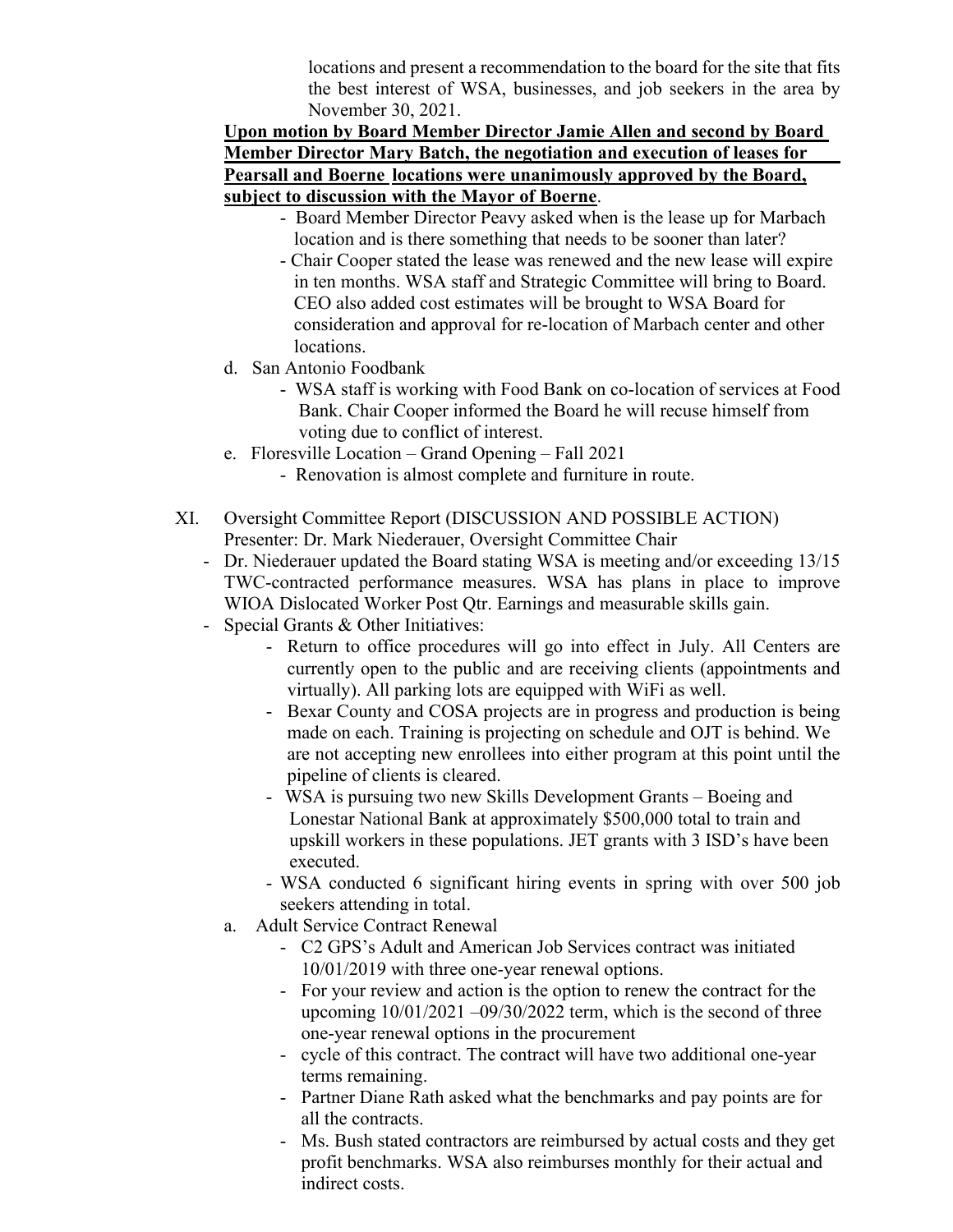locations and present a recommendation to the board for the site that fits the best interest of WSA, businesses, and job seekers in the area by November 30, 2021.

**Upon motion by Board Member Director Jamie Allen and second by Board Member Director Mary Batch, the negotiation and execution of leases for Pearsall and Boerne locations were unanimously approved by the Board, subject to discussion with the Mayor of Boerne**.

- Board Member Director Peavy asked when is the lease up for Marbach location and is there something that needs to be sooner than later?
- Chair Cooper stated the lease was renewed and the new lease will expire in ten months. WSA staff and Strategic Committee will bring to Board. CEO also added cost estimates will be brought to WSA Board for consideration and approval for re-location of Marbach center and other locations.

d. San Antonio Foodbank
- WSA staff is working with Food Bank on co-location of services at Food Bank. Chair Cooper informed the Board he will recuse himself from voting due to conflict of interest.

e. Floresville Location – Grand Opening – Fall 2021
- Renovation is almost complete and furniture in route.

XI. Oversight Committee Report (DISCUSSION AND POSSIBLE ACTION)
Presenter: Dr. Mark Niederauer, Oversight Committee Chair

- Dr. Niederauer updated the Board stating WSA is meeting and/or exceeding 13/15 TWC-contracted performance measures. WSA has plans in place to improve WIOA Dislocated Worker Post Qtr. Earnings and measurable skills gain.
- Special Grants & Other Initiatives:
  - Return to office procedures will go into effect in July. All Centers are currently open to the public and are receiving clients (appointments and virtually). All parking lots are equipped with WiFi as well.
  - Bexar County and COSA projects are in progress and production is being made on each. Training is projecting on schedule and OJT is behind. We are not accepting new enrollees into either program at this point until the pipeline of clients is cleared.
  - WSA is pursuing two new Skills Development Grants – Boeing and Lonestar National Bank at approximately $500,000 total to train and upskill workers in these populations. JET grants with 3 ISD's have been executed.
  - WSA conducted 6 significant hiring events in spring with over 500 job seekers attending in total.

a. Adult Service Contract Renewal
- C2 GPS's Adult and American Job Services contract was initiated 10/01/2019 with three one-year renewal options.
- For your review and action is the option to renew the contract for the upcoming 10/01/2021 –09/30/2022 term, which is the second of three one-year renewal options in the procurement
- cycle of this contract. The contract will have two additional one-year terms remaining.
- Partner Diane Rath asked what the benchmarks and pay points are for all the contracts.
- Ms. Bush stated contractors are reimbursed by actual costs and they get profit benchmarks. WSA also reimburses monthly for their actual and indirect costs.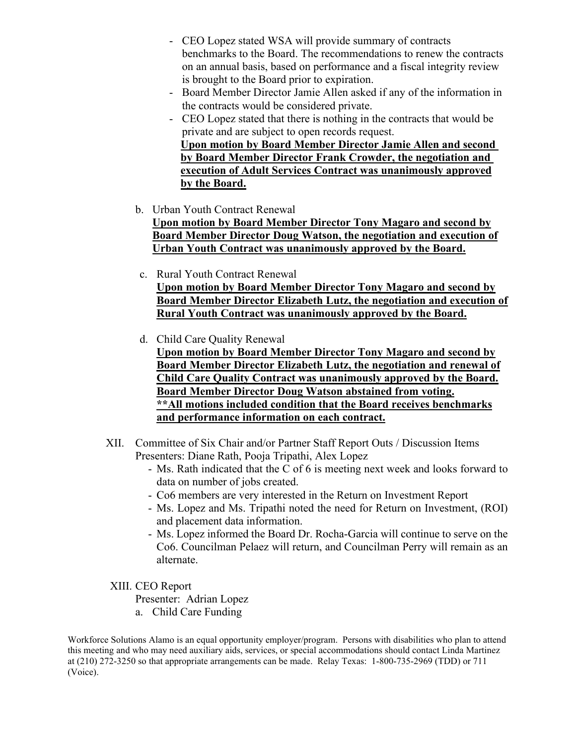- CEO Lopez stated WSA will provide summary of contracts benchmarks to the Board. The recommendations to renew the contracts on an annual basis, based on performance and a fiscal integrity review is brought to the Board prior to expiration.
- Board Member Director Jamie Allen asked if any of the information in the contracts would be considered private.
- CEO Lopez stated that there is nothing in the contracts that would be private and are subject to open records request.

**Upon motion by Board Member Director Jamie Allen and second by Board Member Director Frank Crowder, the negotiation and execution of Adult Services Contract was unanimously approved by the Board.**

b. Urban Youth Contract Renewal

**Upon motion by Board Member Director Tony Magaro and second by Board Member Director Doug Watson, the negotiation and execution of Urban Youth Contract was unanimously approved by the Board.**

c. Rural Youth Contract Renewal

**Upon motion by Board Member Director Tony Magaro and second by Board Member Director Elizabeth Lutz, the negotiation and execution of Rural Youth Contract was unanimously approved by the Board.**

d. Child Care Quality Renewal

**Upon motion by Board Member Director Tony Magaro and second by Board Member Director Elizabeth Lutz, the negotiation and renewal of Child Care Quality Contract was unanimously approved by the Board. Board Member Director Doug Watson abstained from voting.**
****All motions included condition that the Board receives benchmarks and performance information on each contract.**

XII. Committee of Six Chair and/or Partner Staff Report Outs / Discussion Items
Presenters: Diane Rath, Pooja Tripathi, Alex Lopez

- Ms. Rath indicated that the C of 6 is meeting next week and looks forward to data on number of jobs created.
- Co6 members are very interested in the Return on Investment Report
- Ms. Lopez and Ms. Tripathi noted the need for Return on Investment, (ROI) and placement data information.
- Ms. Lopez informed the Board Dr. Rocha-Garcia will continue to serve on the Co6. Councilman Pelaez will return, and Councilman Perry will remain as an alternate.

XIII. CEO Report
Presenter: Adrian Lopez

a. Child Care Funding

Workforce Solutions Alamo is an equal opportunity employer/program. Persons with disabilities who plan to attend this meeting and who may need auxiliary aids, services, or special accommodations should contact Linda Martinez at (210) 272-3250 so that appropriate arrangements can be made. Relay Texas: 1-800-735-2969 (TDD) or 711 (Voice).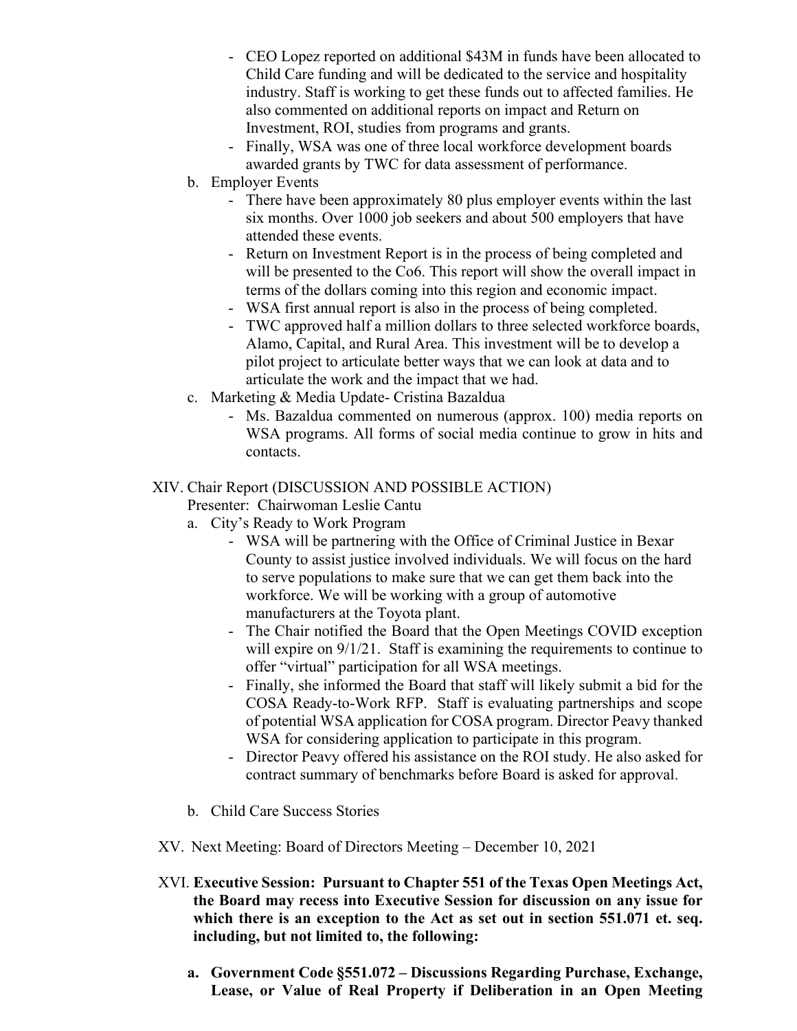- CEO Lopez reported on additional $43M in funds have been allocated to Child Care funding and will be dedicated to the service and hospitality industry. Staff is working to get these funds out to affected families. He also commented on additional reports on impact and Return on Investment, ROI, studies from programs and grants.
- Finally, WSA was one of three local workforce development boards awarded grants by TWC for data assessment of performance.

b. Employer Events

- There have been approximately 80 plus employer events within the last six months. Over 1000 job seekers and about 500 employers that have attended these events.
- Return on Investment Report is in the process of being completed and will be presented to the Co6. This report will show the overall impact in terms of the dollars coming into this region and economic impact.
- WSA first annual report is also in the process of being completed.
- TWC approved half a million dollars to three selected workforce boards, Alamo, Capital, and Rural Area. This investment will be to develop a pilot project to articulate better ways that we can look at data and to articulate the work and the impact that we had.

c. Marketing & Media Update- Cristina Bazaldua

- Ms. Bazaldua commented on numerous (approx. 100) media reports on WSA programs. All forms of social media continue to grow in hits and contacts.

XIV. Chair Report (DISCUSSION AND POSSIBLE ACTION)
Presenter: Chairwoman Leslie Cantu

a. City's Ready to Work Program

- WSA will be partnering with the Office of Criminal Justice in Bexar County to assist justice involved individuals. We will focus on the hard to serve populations to make sure that we can get them back into the workforce. We will be working with a group of automotive manufacturers at the Toyota plant.
- The Chair notified the Board that the Open Meetings COVID exception will expire on 9/1/21. Staff is examining the requirements to continue to offer "virtual" participation for all WSA meetings.
- Finally, she informed the Board that staff will likely submit a bid for the COSA Ready-to-Work RFP. Staff is evaluating partnerships and scope of potential WSA application for COSA program. Director Peavy thanked WSA for considering application to participate in this program.
- Director Peavy offered his assistance on the ROI study. He also asked for contract summary of benchmarks before Board is asked for approval.

b. Child Care Success Stories

XV. Next Meeting: Board of Directors Meeting – December 10, 2021

XVI. **Executive Session: Pursuant to Chapter 551 of the Texas Open Meetings Act, the Board may recess into Executive Session for discussion on any issue for which there is an exception to the Act as set out in section 551.071 et. seq. including, but not limited to, the following:**

**a. Government Code §551.072 – Discussions Regarding Purchase, Exchange, Lease, or Value of Real Property if Deliberation in an Open Meeting**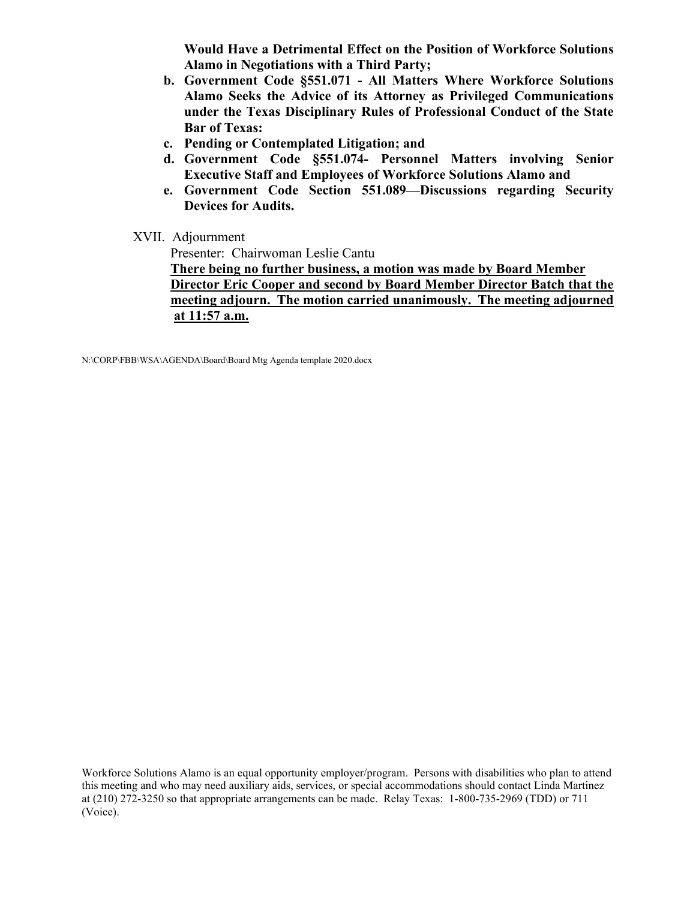**Would Have a Detrimental Effect on the Position of Workforce Solutions Alamo in Negotiations with a Third Party;**

b. **Government Code §551.071 - All Matters Where Workforce Solutions Alamo Seeks the Advice of its Attorney as Privileged Communications under the Texas Disciplinary Rules of Professional Conduct of the State Bar of Texas:**
c. **Pending or Contemplated Litigation; and**
d. **Government Code §551.074- Personnel Matters involving Senior Executive Staff and Employees of Workforce Solutions Alamo and**
e. **Government Code Section 551.089—Discussions regarding Security Devices for Audits.**

XVII. Adjournment

Presenter: Chairwoman Leslie Cantu

**There being no further business, a motion was made by Board Member Director Eric Cooper and second by Board Member Director Batch that the meeting adjourn. The motion carried unanimously. The meeting adjourned at 11:57 a.m.**

N:\CORP\FBB\WSA\AGENDA\Board\Board Mtg Agenda template 2020.docx

Workforce Solutions Alamo is an equal opportunity employer/program. Persons with disabilities who plan to attend this meeting and who may need auxiliary aids, services, or special accommodations should contact Linda Martinez at (210) 272-3250 so that appropriate arrangements can be made. Relay Texas: 1-800-735-2969 (TDD) or 711 (Voice).